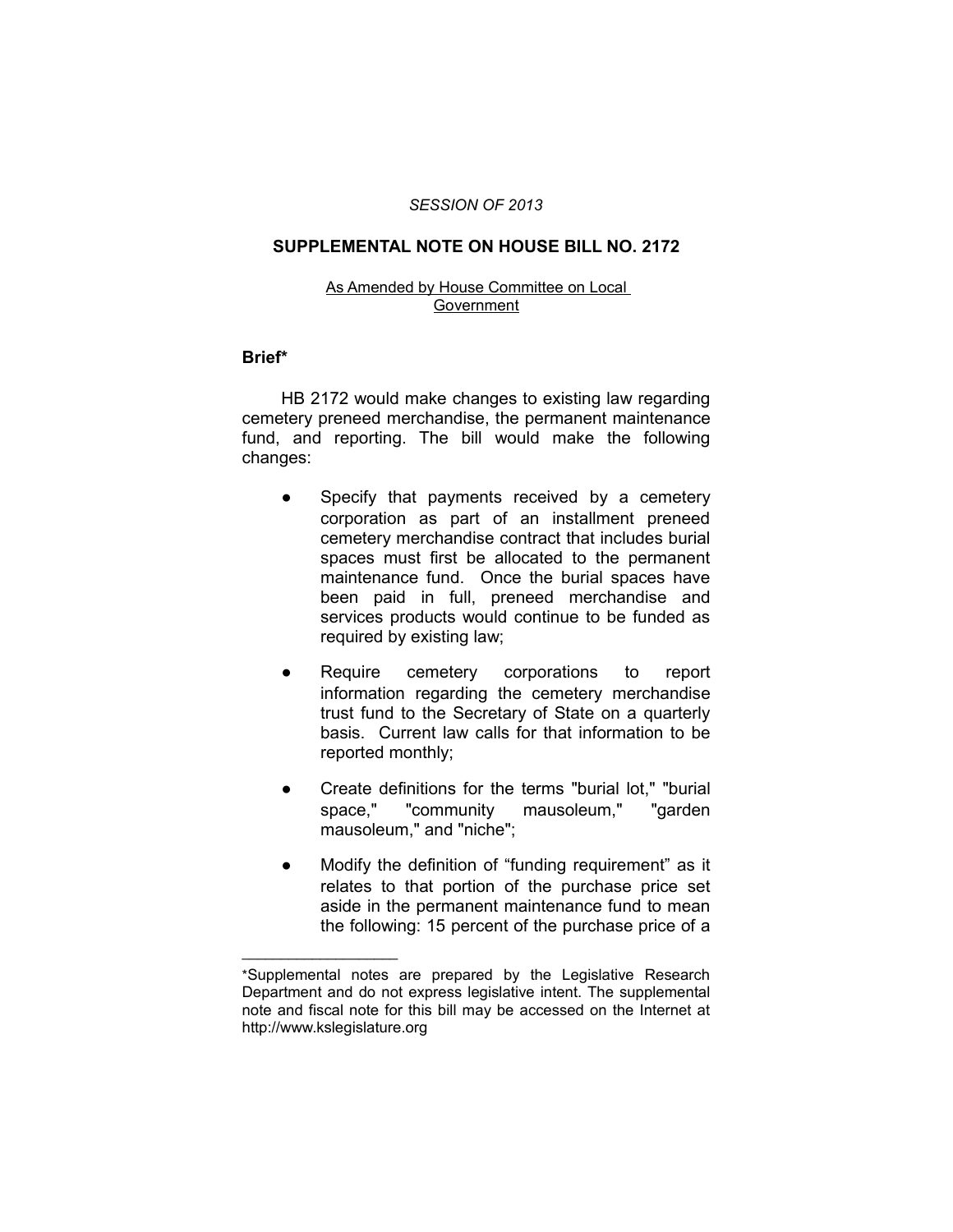*SESSION OF 2013*

## SUPPLEMENTAL NOTE ON HOUSE BILL NO. 2172

As Amended by House Committee on Local Government

### Brief*

HB 2172 would make changes to existing law regarding cemetery preneed merchandise, the permanent maintenance fund, and reporting. The bill would make the following changes:

- Specify that payments received by a cemetery corporation as part of an installment preneed cemetery merchandise contract that includes burial spaces must first be allocated to the permanent maintenance fund. Once the burial spaces have been paid in full, preneed merchandise and services products would continue to be funded as required by existing law;
- Require cemetery corporations to report information regarding the cemetery merchandise trust fund to the Secretary of State on a quarterly basis. Current law calls for that information to be reported monthly;
- Create definitions for the terms "burial lot," "burial space," "community mausoleum," "garden mausoleum," and "niche";
- Modify the definition of “funding requirement” as it relates to that portion of the purchase price set aside in the permanent maintenance fund to mean the following: 15 percent of the purchase price of a

---

*Supplemental notes are prepared by the Legislative Research Department and do not express legislative intent. The supplemental note and fiscal note for this bill may be accessed on the Internet at http://www.kslegislature.org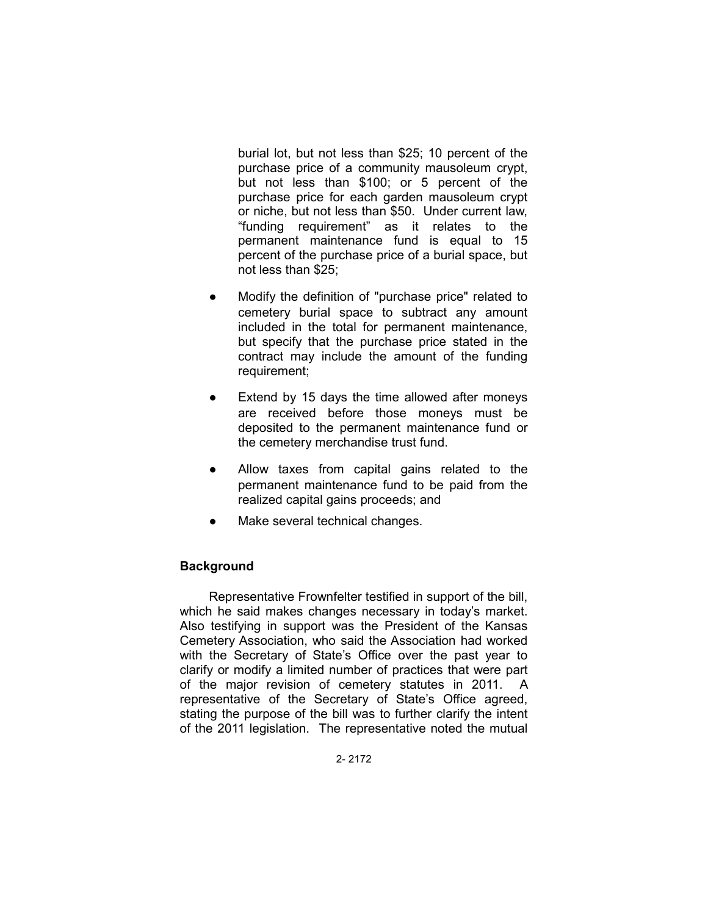burial lot, but not less than $25; 10 percent of the purchase price of a community mausoleum crypt, but not less than $100; or 5 percent of the purchase price for each garden mausoleum crypt or niche, but not less than $50. Under current law, "funding requirement" as it relates to the permanent maintenance fund is equal to 15 percent of the purchase price of a burial space, but not less than $25;

- Modify the definition of "purchase price" related to cemetery burial space to subtract any amount included in the total for permanent maintenance, but specify that the purchase price stated in the contract may include the amount of the funding requirement;
- Extend by 15 days the time allowed after moneys are received before those moneys must be deposited to the permanent maintenance fund or the cemetery merchandise trust fund.
- Allow taxes from capital gains related to the permanent maintenance fund to be paid from the realized capital gains proceeds; and
- Make several technical changes.

## Background

Representative Frownfelter testified in support of the bill, which he said makes changes necessary in today's market. Also testifying in support was the President of the Kansas Cemetery Association, who said the Association had worked with the Secretary of State's Office over the past year to clarify or modify a limited number of practices that were part of the major revision of cemetery statutes in 2011. A representative of the Secretary of State's Office agreed, stating the purpose of the bill was to further clarify the intent of the 2011 legislation. The representative noted the mutual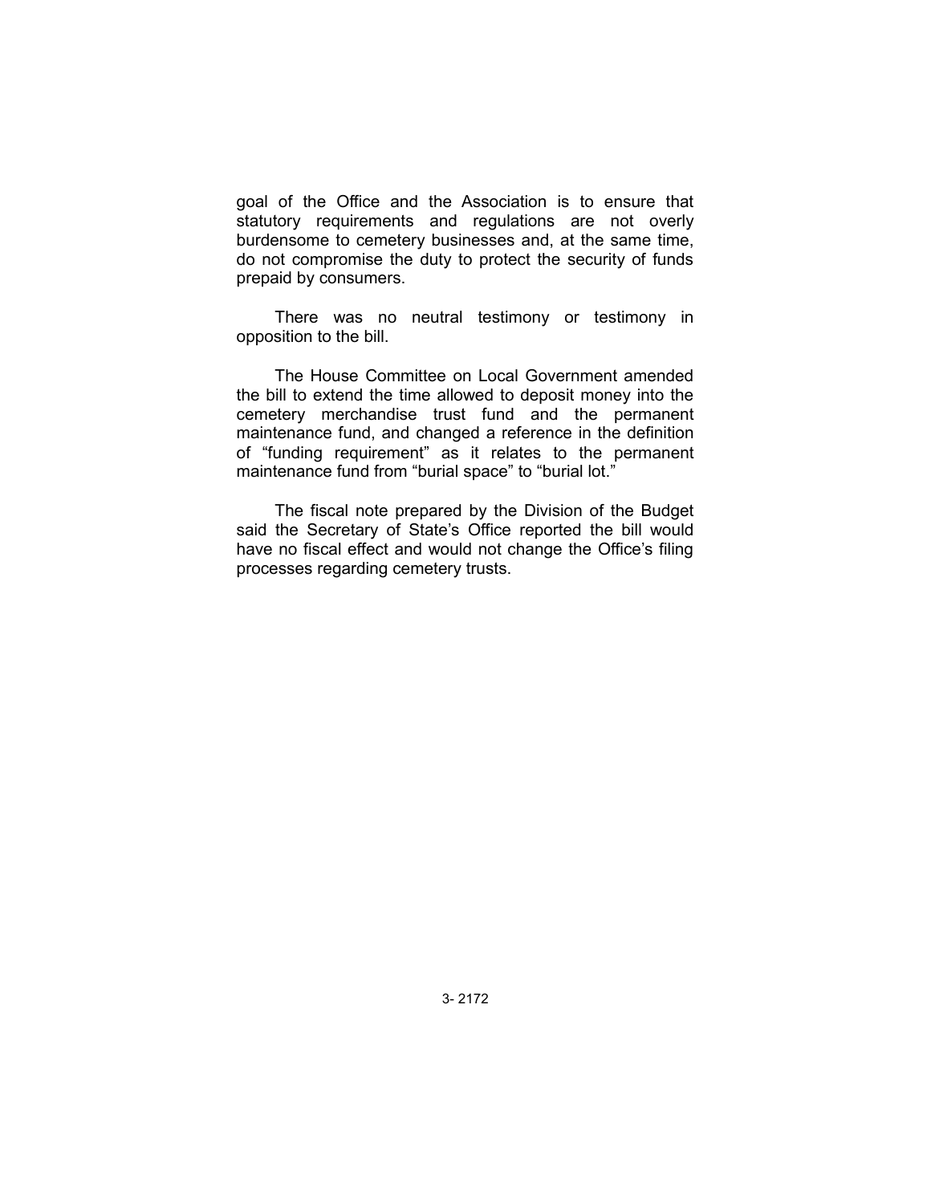goal of the Office and the Association is to ensure that statutory requirements and regulations are not overly burdensome to cemetery businesses and, at the same time, do not compromise the duty to protect the security of funds prepaid by consumers.

There was no neutral testimony or testimony in opposition to the bill.

The House Committee on Local Government amended the bill to extend the time allowed to deposit money into the cemetery merchandise trust fund and the permanent maintenance fund, and changed a reference in the definition of "funding requirement" as it relates to the permanent maintenance fund from "burial space" to "burial lot."

The fiscal note prepared by the Division of the Budget said the Secretary of State's Office reported the bill would have no fiscal effect and would not change the Office's filing processes regarding cemetery trusts.